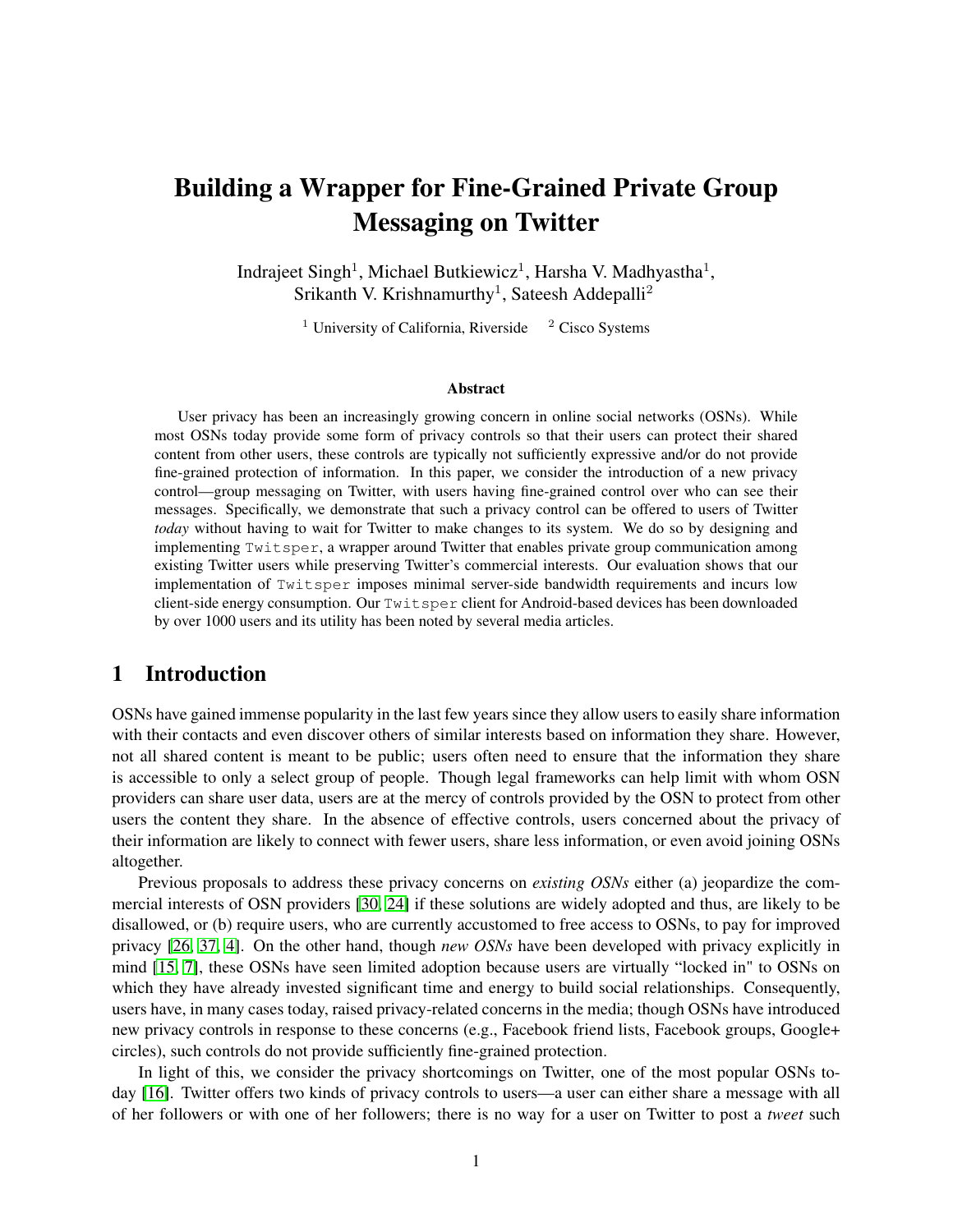# Building a Wrapper for Fine-Grained Private Group Messaging on Twitter

Indrajeet Singh[1], Michael Butkiewicz[1], Harsha V. Madhyastha[1], Srikanth V. Krishnamurthy[1], Sateesh Addepalli[2]

[1] University of California, Riverside [2] Cisco Systems

### Abstract

User privacy has been an increasingly growing concern in online social networks (OSNs). While most OSNs today provide some form of privacy controls so that their users can protect their shared content from other users, these controls are typically not sufficiently expressive and/or do not provide fine-grained protection of information. In this paper, we consider the introduction of a new privacy control—group messaging on Twitter, with users having fine-grained control over who can see their messages. Specifically, we demonstrate that such a privacy control can be offered to users of Twitter *today* without having to wait for Twitter to make changes to its system. We do so by designing and implementing `Twitsper`, a wrapper around Twitter that enables private group communication among existing Twitter users while preserving Twitter's commercial interests. Our evaluation shows that our implementation of `Twitsper` imposes minimal server-side bandwidth requirements and incurs low client-side energy consumption. Our `Twitsper` client for Android-based devices has been downloaded by over 1000 users and its utility has been noted by several media articles.

## 1 Introduction

OSNs have gained immense popularity in the last few years since they allow users to easily share information with their contacts and even discover others of similar interests based on information they share. However, not all shared content is meant to be public; users often need to ensure that the information they share is accessible to only a select group of people. Though legal frameworks can help limit with whom OSN providers can share user data, users are at the mercy of controls provided by the OSN to protect from other users the content they share. In the absence of effective controls, users concerned about the privacy of their information are likely to connect with fewer users, share less information, or even avoid joining OSNs altogether.

Previous proposals to address these privacy concerns on *existing OSNs* either (a) jeopardize the commercial interests of OSN providers [30, 24] if these solutions are widely adopted and thus, are likely to be disallowed, or (b) require users, who are currently accustomed to free access to OSNs, to pay for improved privacy [26, 37, 4]. On the other hand, though *new OSNs* have been developed with privacy explicitly in mind [15, 7], these OSNs have seen limited adoption because users are virtually "locked in" to OSNs on which they have already invested significant time and energy to build social relationships. Consequently, users have, in many cases today, raised privacy-related concerns in the media; though OSNs have introduced new privacy controls in response to these concerns (e.g., Facebook friend lists, Facebook groups, Google+ circles), such controls do not provide sufficiently fine-grained protection.

In light of this, we consider the privacy shortcomings on Twitter, one of the most popular OSNs today [16]. Twitter offers two kinds of privacy controls to users—a user can either share a message with all of her followers or with one of her followers; there is no way for a user on Twitter to post a *tweet* such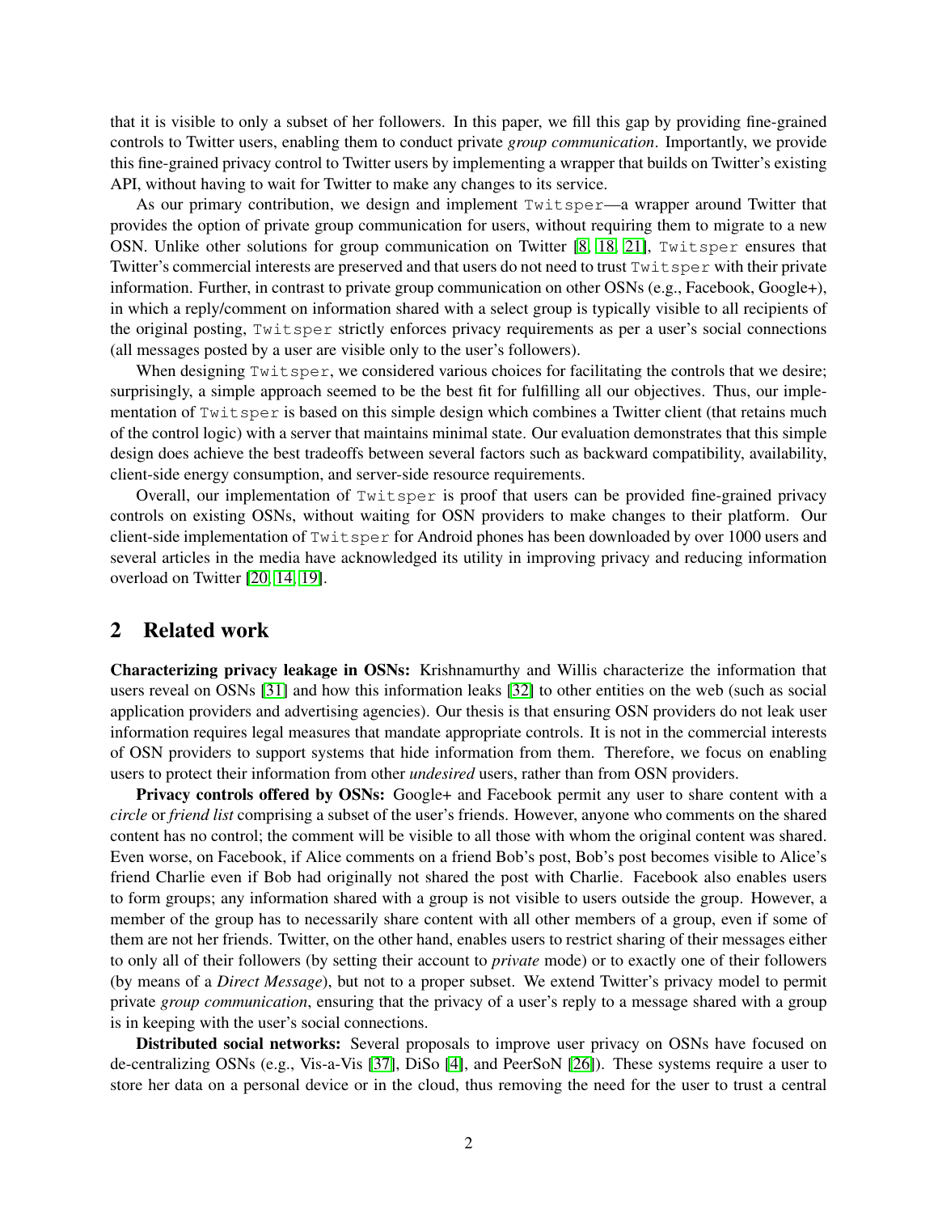that it is visible to only a subset of her followers. In this paper, we fill this gap by providing fine-grained controls to Twitter users, enabling them to conduct private *group communication*. Importantly, we provide this fine-grained privacy control to Twitter users by implementing a wrapper that builds on Twitter's existing API, without having to wait for Twitter to make any changes to its service.

As our primary contribution, we design and implement `Twitsper`—a wrapper around Twitter that provides the option of private group communication for users, without requiring them to migrate to a new OSN. Unlike other solutions for group communication on Twitter [8, 18, 21], `Twitsper` ensures that Twitter's commercial interests are preserved and that users do not need to trust `Twitsper` with their private information. Further, in contrast to private group communication on other OSNs (e.g., Facebook, Google+), in which a reply/comment on information shared with a select group is typically visible to all recipients of the original posting, `Twitsper` strictly enforces privacy requirements as per a user's social connections (all messages posted by a user are visible only to the user's followers).

When designing `Twitsper`, we considered various choices for facilitating the controls that we desire; surprisingly, a simple approach seemed to be the best fit for fulfilling all our objectives. Thus, our implementation of `Twitsper` is based on this simple design which combines a Twitter client (that retains much of the control logic) with a server that maintains minimal state. Our evaluation demonstrates that this simple design does achieve the best tradeoffs between several factors such as backward compatibility, availability, client-side energy consumption, and server-side resource requirements.

Overall, our implementation of `Twitsper` is proof that users can be provided fine-grained privacy controls on existing OSNs, without waiting for OSN providers to make changes to their platform. Our client-side implementation of `Twitsper` for Android phones has been downloaded by over 1000 users and several articles in the media have acknowledged its utility in improving privacy and reducing information overload on Twitter [20, 14, 19].

## 2 Related work

**Characterizing privacy leakage in OSNs:** Krishnamurthy and Willis characterize the information that users reveal on OSNs [31] and how this information leaks [32] to other entities on the web (such as social application providers and advertising agencies). Our thesis is that ensuring OSN providers do not leak user information requires legal measures that mandate appropriate controls. It is not in the commercial interests of OSN providers to support systems that hide information from them. Therefore, we focus on enabling users to protect their information from other *undesired* users, rather than from OSN providers.

**Privacy controls offered by OSNs:** Google+ and Facebook permit any user to share content with a *circle* or *friend list* comprising a subset of the user's friends. However, anyone who comments on the shared content has no control; the comment will be visible to all those with whom the original content was shared. Even worse, on Facebook, if Alice comments on a friend Bob's post, Bob's post becomes visible to Alice's friend Charlie even if Bob had originally not shared the post with Charlie. Facebook also enables users to form groups; any information shared with a group is not visible to users outside the group. However, a member of the group has to necessarily share content with all other members of a group, even if some of them are not her friends. Twitter, on the other hand, enables users to restrict sharing of their messages either to only all of their followers (by setting their account to *private* mode) or to exactly one of their followers (by means of a *Direct Message*), but not to a proper subset. We extend Twitter's privacy model to permit private *group communication*, ensuring that the privacy of a user's reply to a message shared with a group is in keeping with the user's social connections.

**Distributed social networks:** Several proposals to improve user privacy on OSNs have focused on de-centralizing OSNs (e.g., Vis-a-Vis [37], DiSo [4], and PeerSoN [26]). These systems require a user to store her data on a personal device or in the cloud, thus removing the need for the user to trust a central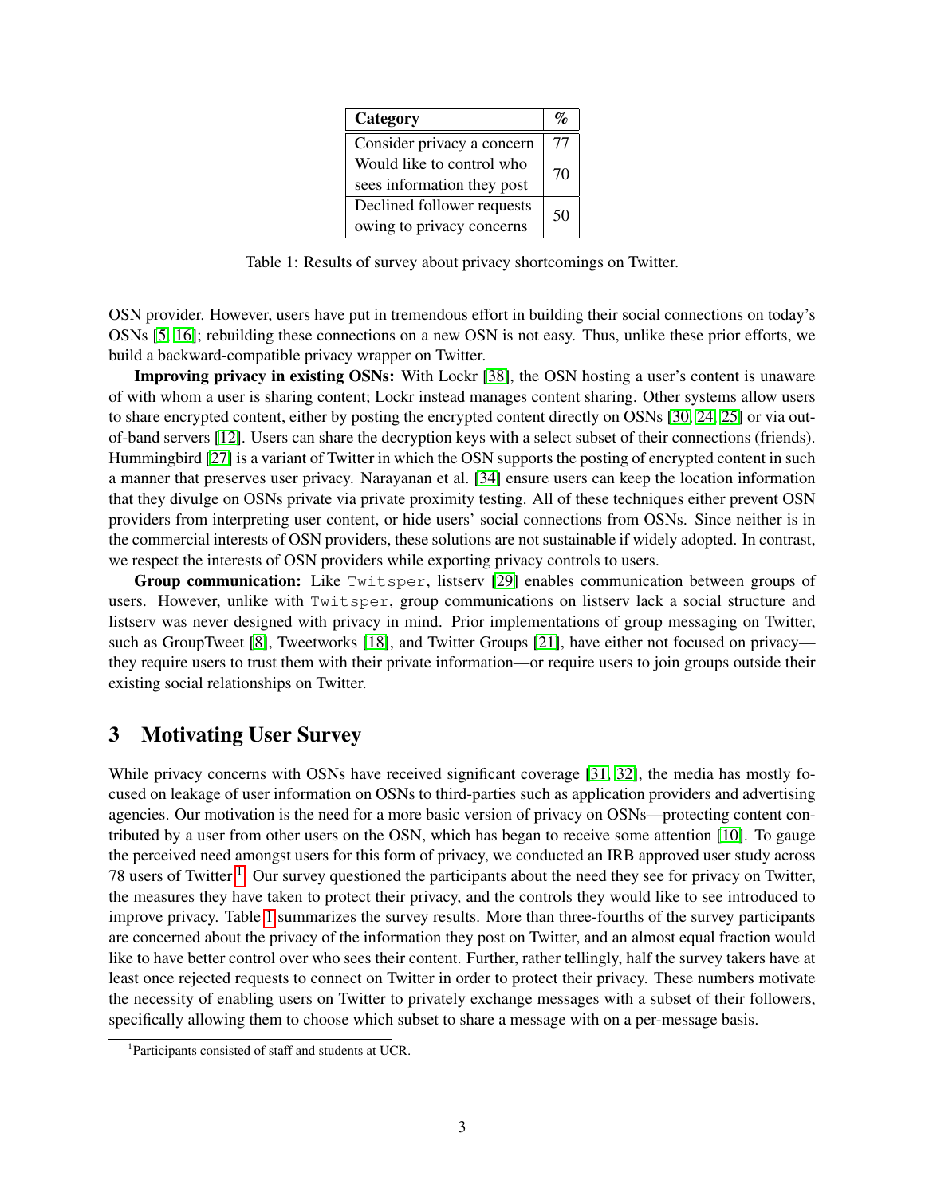| Category | % |
|---|---|
| Consider privacy a concern | 77 |
| Would like to control who sees information they post | 70 |
| Declined follower requests owing to privacy concerns | 50 |

Table 1: Results of survey about privacy shortcomings on Twitter.

OSN provider. However, users have put in tremendous effort in building their social connections on today's OSNs [5, 16]; rebuilding these connections on a new OSN is not easy. Thus, unlike these prior efforts, we build a backward-compatible privacy wrapper on Twitter.

**Improving privacy in existing OSNs:** With Lockr [38], the OSN hosting a user's content is unaware of with whom a user is sharing content; Lockr instead manages content sharing. Other systems allow users to share encrypted content, either by posting the encrypted content directly on OSNs [30, 24, 25] or via out-of-band servers [12]. Users can share the decryption keys with a select subset of their connections (friends). Hummingbird [27] is a variant of Twitter in which the OSN supports the posting of encrypted content in such a manner that preserves user privacy. Narayanan et al. [34] ensure users can keep the location information that they divulge on OSNs private via private proximity testing. All of these techniques either prevent OSN providers from interpreting user content, or hide users' social connections from OSNs. Since neither is in the commercial interests of OSN providers, these solutions are not sustainable if widely adopted. In contrast, we respect the interests of OSN providers while exporting privacy controls to users.

**Group communication:** Like `Twitsper`, listserv [29] enables communication between groups of users. However, unlike with `Twitsper`, group communications on listserv lack a social structure and listserv was never designed with privacy in mind. Prior implementations of group messaging on Twitter, such as GroupTweet [8], Tweetworks [18], and Twitter Groups [21], have either not focused on privacy—they require users to trust them with their private information—or require users to join groups outside their existing social relationships on Twitter.

## 3 Motivating User Survey

While privacy concerns with OSNs have received significant coverage [31, 32], the media has mostly focused on leakage of user information on OSNs to third-parties such as application providers and advertising agencies. Our motivation is the need for a more basic version of privacy on OSNs—protecting content contributed by a user from other users on the OSN, which has began to receive some attention [10]. To gauge the perceived need amongst users for this form of privacy, we conducted an IRB approved user study across 78 users of Twitter [1]. Our survey questioned the participants about the need they see for privacy on Twitter, the measures they have taken to protect their privacy, and the controls they would like to see introduced to improve privacy. Table 1 summarizes the survey results. More than three-fourths of the survey participants are concerned about the privacy of the information they post on Twitter, and an almost equal fraction would like to have better control over who sees their content. Further, rather tellingly, half the survey takers have at least once rejected requests to connect on Twitter in order to protect their privacy. These numbers motivate the necessity of enabling users on Twitter to privately exchange messages with a subset of their followers, specifically allowing them to choose which subset to share a message with on a per-message basis.

[1] Participants consisted of staff and students at UCR.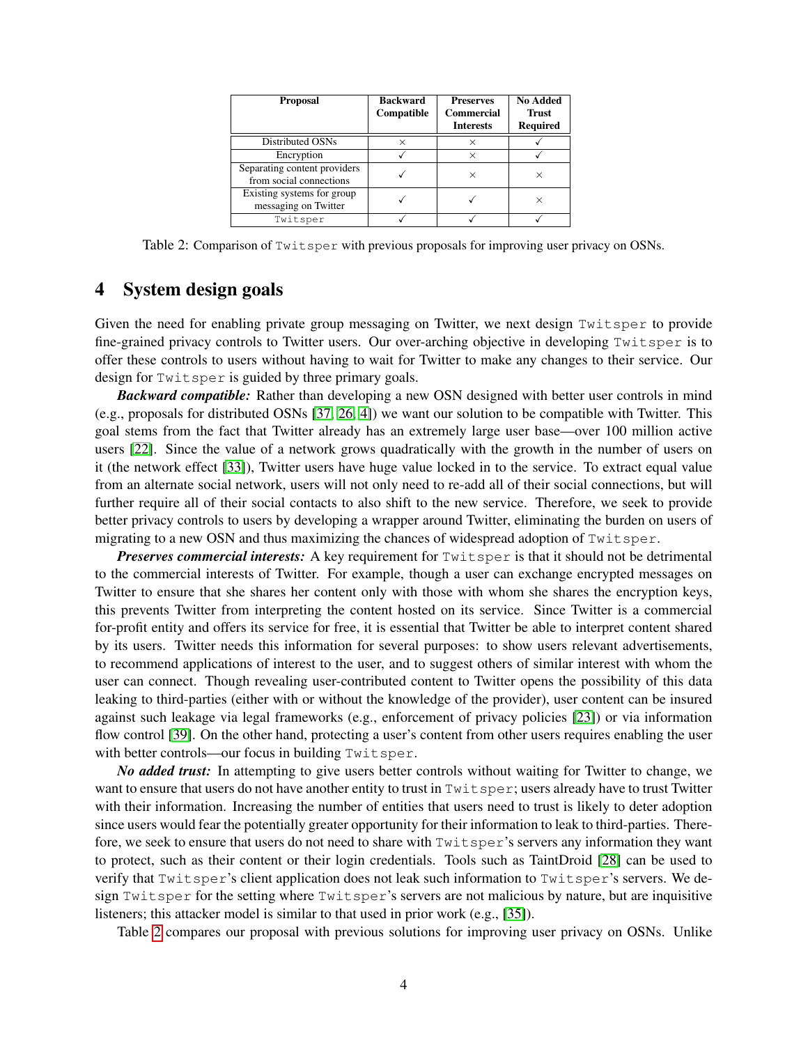| Proposal | Backward Compatible | Preserves Commercial Interests | No Added Trust Required |
|---|---|---|---|
| Distributed OSNs | × | × | ✓ |
| Encryption | ✓ | × | ✓ |
| Separating content providers from social connections | ✓ | × | × |
| Existing systems for group messaging on Twitter | ✓ | ✓ | × |
| `Twitsper` | ✓ | ✓ | ✓ |

Table 2: Comparison of `Twitsper` with previous proposals for improving user privacy on OSNs.

# 4 System design goals

Given the need for enabling private group messaging on Twitter, we next design `Twitsper` to provide fine-grained privacy controls to Twitter users. Our over-arching objective in developing `Twitsper` is to offer these controls to users without having to wait for Twitter to make any changes to their service. Our design for `Twitsper` is guided by three primary goals.

***Backward compatible:*** Rather than developing a new OSN designed with better user controls in mind (e.g., proposals for distributed OSNs [37, 26, 4]) we want our solution to be compatible with Twitter. This goal stems from the fact that Twitter already has an extremely large user base—over 100 million active users [22]. Since the value of a network grows quadratically with the growth in the number of users on it (the network effect [33]), Twitter users have huge value locked in to the service. To extract equal value from an alternate social network, users will not only need to re-add all of their social connections, but will further require all of their social contacts to also shift to the new service. Therefore, we seek to provide better privacy controls to users by developing a wrapper around Twitter, eliminating the burden on users of migrating to a new OSN and thus maximizing the chances of widespread adoption of `Twitsper`.

***Preserves commercial interests:*** A key requirement for `Twitsper` is that it should not be detrimental to the commercial interests of Twitter. For example, though a user can exchange encrypted messages on Twitter to ensure that she shares her content only with those with whom she shares the encryption keys, this prevents Twitter from interpreting the content hosted on its service. Since Twitter is a commercial for-profit entity and offers its service for free, it is essential that Twitter be able to interpret content shared by its users. Twitter needs this information for several purposes: to show users relevant advertisements, to recommend applications of interest to the user, and to suggest others of similar interest with whom the user can connect. Though revealing user-contributed content to Twitter opens the possibility of this data leaking to third-parties (either with or without the knowledge of the provider), user content can be insured against such leakage via legal frameworks (e.g., enforcement of privacy policies [23]) or via information flow control [39]. On the other hand, protecting a user's content from other users requires enabling the user with better controls—our focus in building `Twitsper`.

***No added trust:*** In attempting to give users better controls without waiting for Twitter to change, we want to ensure that users do not have another entity to trust in `Twitsper`; users already have to trust Twitter with their information. Increasing the number of entities that users need to trust is likely to deter adoption since users would fear the potentially greater opportunity for their information to leak to third-parties. Therefore, we seek to ensure that users do not need to share with `Twitsper`'s servers any information they want to protect, such as their content or their login credentials. Tools such as TaintDroid [28] can be used to verify that `Twitsper`'s client application does not leak such information to `Twitsper`'s servers. We design `Twitsper` for the setting where `Twitsper`'s servers are not malicious by nature, but are inquisitive listeners; this attacker model is similar to that used in prior work (e.g., [35]).

Table 2 compares our proposal with previous solutions for improving user privacy on OSNs. Unlike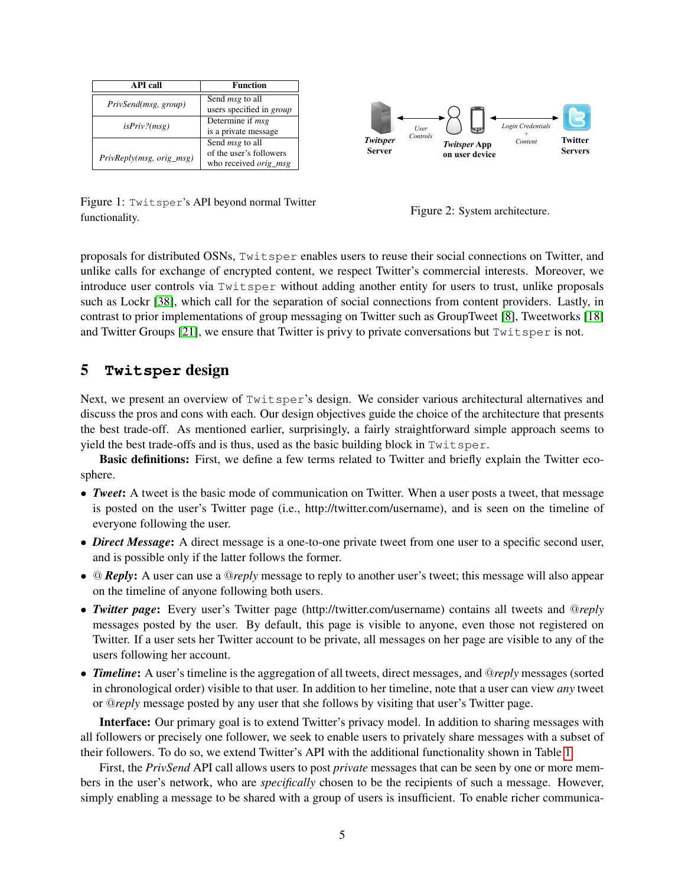| API call | Function |
| --- | --- |
| *PrivSend(msg, group)* | Send *msg* to all users specified in *group* |
| *isPriv?(msg)* | Determine if *msg* is a private message |
| *PrivReply(msg, orig_msg)* | Send *msg* to all of the user's followers who received *orig_msg* |

Figure 1: Twitsper's API beyond normal Twitter functionality.

Figure 2: System architecture.

proposals for distributed OSNs, Twitsper enables users to reuse their social connections on Twitter, and unlike calls for exchange of encrypted content, we respect Twitter's commercial interests. Moreover, we introduce user controls via Twitsper without adding another entity for users to trust, unlike proposals such as Lockr [38], which call for the separation of social connections from content providers. Lastly, in contrast to prior implementations of group messaging on Twitter such as GroupTweet [8], Tweetworks [18] and Twitter Groups [21], we ensure that Twitter is privy to private conversations but Twitsper is not.

## 5 Twitsper design

Next, we present an overview of Twitsper's design. We consider various architectural alternatives and discuss the pros and cons with each. Our design objectives guide the choice of the architecture that presents the best trade-off. As mentioned earlier, surprisingly, a fairly straightforward simple approach seems to yield the best trade-offs and is thus, used as the basic building block in Twitsper.

**Basic definitions:** First, we define a few terms related to Twitter and briefly explain the Twitter eco-sphere.

- ***Tweet***: A tweet is the basic mode of communication on Twitter. When a user posts a tweet, that message is posted on the user's Twitter page (i.e., http://twitter.com/username), and is seen on the timeline of everyone following the user.
- ***Direct Message***: A direct message is a one-to-one private tweet from one user to a specific second user, and is possible only if the latter follows the former.
- @ ***Reply***: A user can use a @*reply* message to reply to another user's tweet; this message will also appear on the timeline of anyone following both users.
- ***Twitter page***: Every user's Twitter page (http://twitter.com/username) contains all tweets and @*reply* messages posted by the user. By default, this page is visible to anyone, even those not registered on Twitter. If a user sets her Twitter account to be private, all messages on her page are visible to any of the users following her account.
- ***Timeline***: A user's timeline is the aggregation of all tweets, direct messages, and @*reply* messages (sorted in chronological order) visible to that user. In addition to her timeline, note that a user can view *any* tweet or @*reply* message posted by any user that she follows by visiting that user's Twitter page.

**Interface:** Our primary goal is to extend Twitter's privacy model. In addition to sharing messages with all followers or precisely one follower, we seek to enable users to privately share messages with a subset of their followers. To do so, we extend Twitter's API with the additional functionality shown in Table 1.

First, the *PrivSend* API call allows users to post *private* messages that can be seen by one or more members in the user's network, who are *specifically* chosen to be the recipients of such a message. However, simply enabling a message to be shared with a group of users is insufficient. To enable richer communica-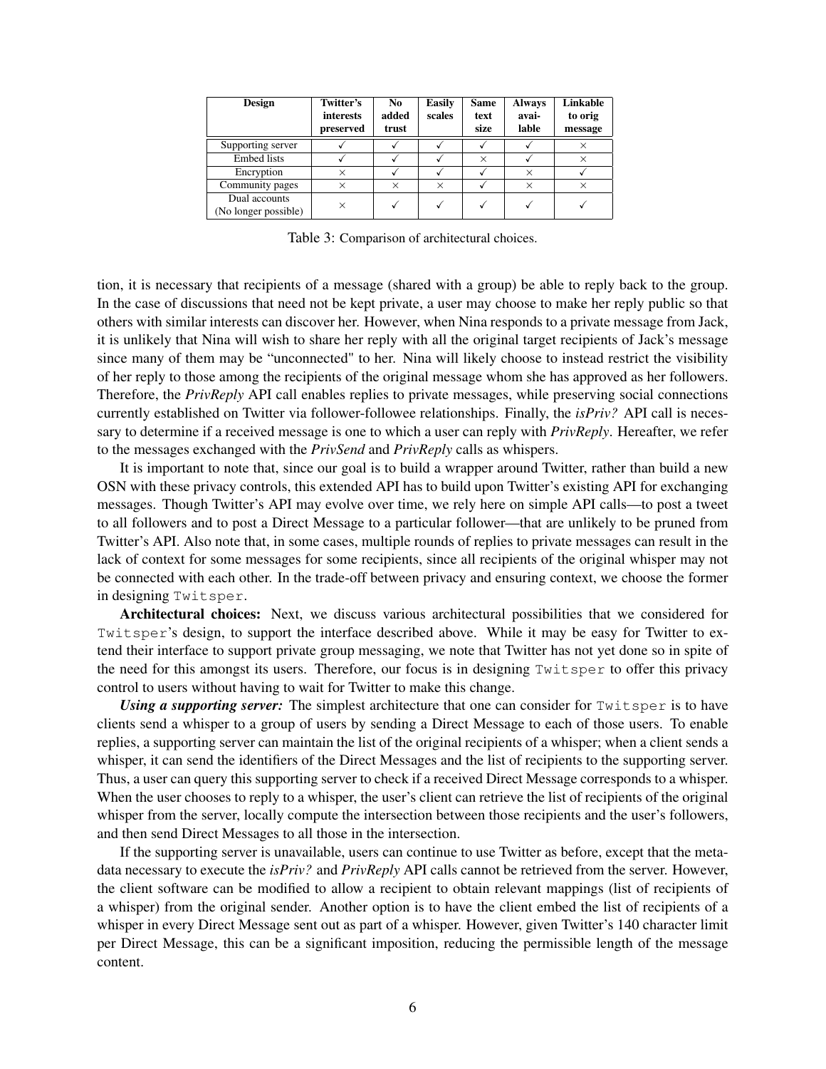| Design | Twitter's interests preserved | No added trust | Easily scales | Same text size | Always avai-lable | Linkable to orig message |
|---|---|---|---|---|---|---|
| Supporting server | ✓ | ✓ | ✓ | ✓ | ✓ | × |
| Embed lists | ✓ | ✓ | ✓ | × | ✓ | × |
| Encryption | × | ✓ | ✓ | ✓ | × | ✓ |
| Community pages | × | × | × | ✓ | × | × |
| Dual accounts (No longer possible) | × | ✓ | ✓ | ✓ | ✓ | ✓ |

Table 3: Comparison of architectural choices.

tion, it is necessary that recipients of a message (shared with a group) be able to reply back to the group. In the case of discussions that need not be kept private, a user may choose to make her reply public so that others with similar interests can discover her. However, when Nina responds to a private message from Jack, it is unlikely that Nina will wish to share her reply with all the original target recipients of Jack's message since many of them may be "unconnected" to her. Nina will likely choose to instead restrict the visibility of her reply to those among the recipients of the original message whom she has approved as her followers. Therefore, the ***PrivReply*** API call enables replies to private messages, while preserving social connections currently established on Twitter via follower-followee relationships. Finally, the *isPriv?* API call is necessary to determine if a received message is one to which a user can reply with *PrivReply*. Hereafter, we refer to the messages exchanged with the ***PrivSend*** and ***PrivReply*** calls as whispers.

It is important to note that, since our goal is to build a wrapper around Twitter, rather than build a new OSN with these privacy controls, this extended API has to build upon Twitter's existing API for exchanging messages. Though Twitter's API may evolve over time, we rely here on simple API calls—to post a tweet to all followers and to post a Direct Message to a particular follower—that are unlikely to be pruned from Twitter's API. Also note that, in some cases, multiple rounds of replies to private messages can result in the lack of context for some messages for some recipients, since all recipients of the original whisper may not be connected with each other. In the trade-off between privacy and ensuring context, we choose the former in designing `Twitsper`.

**Architectural choices:** Next, we discuss various architectural possibilities that we considered for `Twitsper`'s design, to support the interface described above. While it may be easy for Twitter to extend their interface to support private group messaging, we note that Twitter has not yet done so in spite of the need for this amongst its users. Therefore, our focus is in designing `Twitsper` to offer this privacy control to users without having to wait for Twitter to make this change.

***Using a supporting server:*** The simplest architecture that one can consider for `Twitsper` is to have clients send a whisper to a group of users by sending a Direct Message to each of those users. To enable replies, a supporting server can maintain the list of the original recipients of a whisper; when a client sends a whisper, it can send the identifiers of the Direct Messages and the list of recipients to the supporting server. Thus, a user can query this supporting server to check if a received Direct Message corresponds to a whisper. When the user chooses to reply to a whisper, the user's client can retrieve the list of recipients of the original whisper from the server, locally compute the intersection between those recipients and the user's followers, and then send Direct Messages to all those in the intersection.

If the supporting server is unavailable, users can continue to use Twitter as before, except that the metadata necessary to execute the *isPriv?* and *PrivReply* API calls cannot be retrieved from the server. However, the client software can be modified to allow a recipient to obtain relevant mappings (list of recipients of a whisper) from the original sender. Another option is to have the client embed the list of recipients of a whisper in every Direct Message sent out as part of a whisper. However, given Twitter's 140 character limit per Direct Message, this can be a significant imposition, reducing the permissible length of the message content.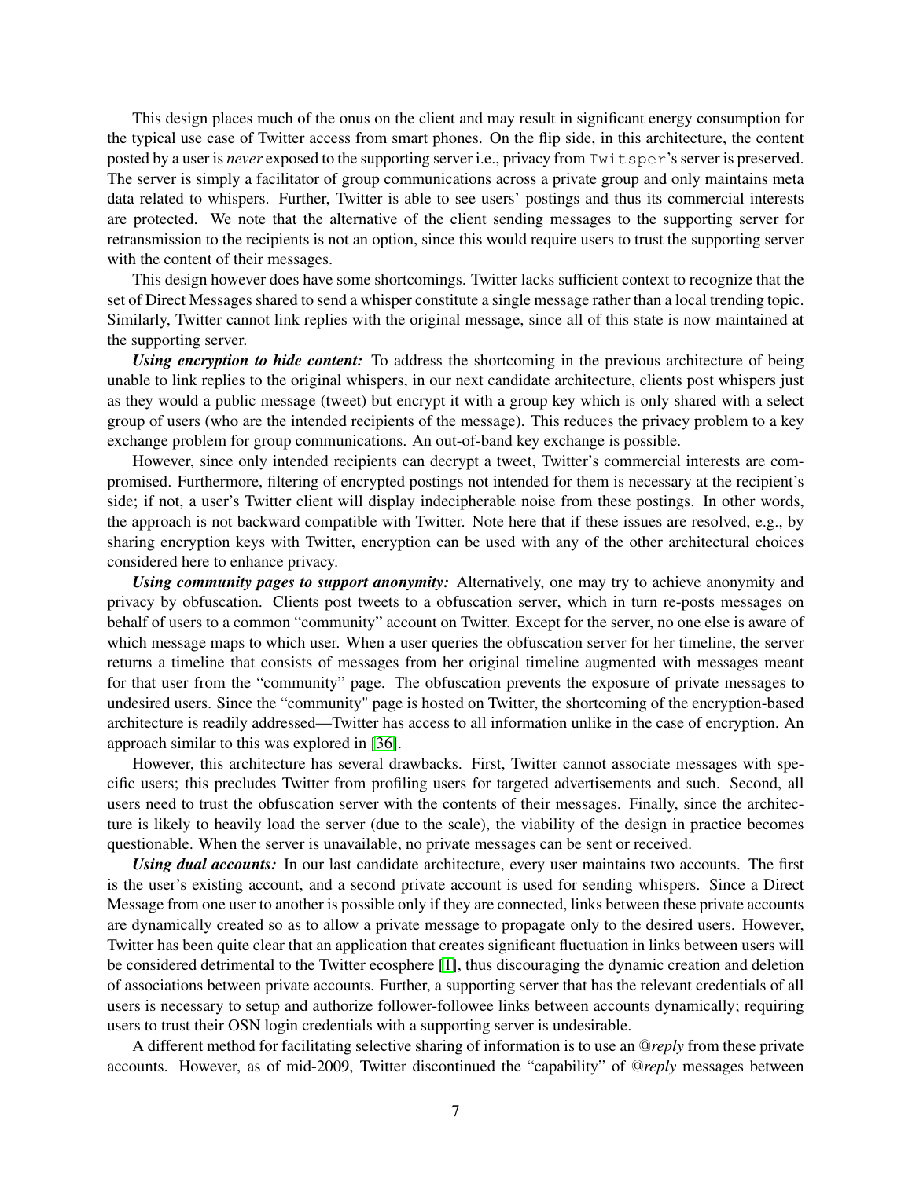This design places much of the onus on the client and may result in significant energy consumption for the typical use case of Twitter access from smart phones. On the flip side, in this architecture, the content posted by a user is *never* exposed to the supporting server i.e., privacy from `Twitsper`'s server is preserved. The server is simply a facilitator of group communications across a private group and only maintains meta data related to whispers. Further, Twitter is able to see users' postings and thus its commercial interests are protected. We note that the alternative of the client sending messages to the supporting server for retransmission to the recipients is not an option, since this would require users to trust the supporting server with the content of their messages.

This design however does have some shortcomings. Twitter lacks sufficient context to recognize that the set of Direct Messages shared to send a whisper constitute a single message rather than a local trending topic. Similarly, Twitter cannot link replies with the original message, since all of this state is now maintained at the supporting server.

***Using encryption to hide content:*** To address the shortcoming in the previous architecture of being unable to link replies to the original whispers, in our next candidate architecture, clients post whispers just as they would a public message (tweet) but encrypt it with a group key which is only shared with a select group of users (who are the intended recipients of the message). This reduces the privacy problem to a key exchange problem for group communications. An out-of-band key exchange is possible.

However, since only intended recipients can decrypt a tweet, Twitter's commercial interests are compromised. Furthermore, filtering of encrypted postings not intended for them is necessary at the recipient's side; if not, a user's Twitter client will display indecipherable noise from these postings. In other words, the approach is not backward compatible with Twitter. Note here that if these issues are resolved, e.g., by sharing encryption keys with Twitter, encryption can be used with any of the other architectural choices considered here to enhance privacy.

***Using community pages to support anonymity:*** Alternatively, one may try to achieve anonymity and privacy by obfuscation. Clients post tweets to a obfuscation server, which in turn re-posts messages on behalf of users to a common "community" account on Twitter. Except for the server, no one else is aware of which message maps to which user. When a user queries the obfuscation server for her timeline, the server returns a timeline that consists of messages from her original timeline augmented with messages meant for that user from the "community" page. The obfuscation prevents the exposure of private messages to undesired users. Since the "community" page is hosted on Twitter, the shortcoming of the encryption-based architecture is readily addressed—Twitter has access to all information unlike in the case of encryption. An approach similar to this was explored in [36].

However, this architecture has several drawbacks. First, Twitter cannot associate messages with specific users; this precludes Twitter from profiling users for targeted advertisements and such. Second, all users need to trust the obfuscation server with the contents of their messages. Finally, since the architecture is likely to heavily load the server (due to the scale), the viability of the design in practice becomes questionable. When the server is unavailable, no private messages can be sent or received.

***Using dual accounts:*** In our last candidate architecture, every user maintains two accounts. The first is the user's existing account, and a second private account is used for sending whispers. Since a Direct Message from one user to another is possible only if they are connected, links between these private accounts are dynamically created so as to allow a private message to propagate only to the desired users. However, Twitter has been quite clear that an application that creates significant fluctuation in links between users will be considered detrimental to the Twitter ecosphere [1], thus discouraging the dynamic creation and deletion of associations between private accounts. Further, a supporting server that has the relevant credentials of all users is necessary to setup and authorize follower-followee links between accounts dynamically; requiring users to trust their OSN login credentials with a supporting server is undesirable.

A different method for facilitating selective sharing of information is to use an @*reply* from these private accounts. However, as of mid-2009, Twitter discontinued the "capability" of @*reply* messages between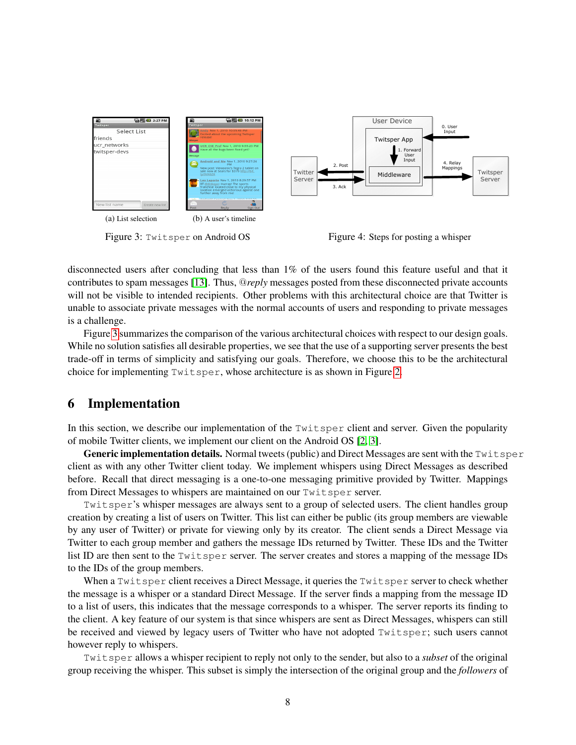(a) List selection

(b) A user's timeline

Figure 3: `Twitsper` on Android OS

Figure 4: Steps for posting a whisper

disconnected users after concluding that less than 1% of the users found this feature useful and that it contributes to spam messages [13]. Thus, @*reply* messages posted from these disconnected private accounts will not be visible to intended recipients. Other problems with this architectural choice are that Twitter is unable to associate private messages with the normal accounts of users and responding to private messages is a challenge.

Figure 3 summarizes the comparison of the various architectural choices with respect to our design goals. While no solution satisfies all desirable properties, we see that the use of a supporting server presents the best trade-off in terms of simplicity and satisfying our goals. Therefore, we choose this to be the architectural choice for implementing `Twitsper`, whose architecture is as shown in Figure 2.

# 6 Implementation

In this section, we describe our implementation of the `Twitsper` client and server. Given the popularity of mobile Twitter clients, we implement our client on the Android OS [2, 3].

**Generic implementation details.** Normal tweets (public) and Direct Messages are sent with the `Twitsper` client as with any other Twitter client today. We implement whispers using Direct Messages as described before. Recall that direct messaging is a one-to-one messaging primitive provided by Twitter. Mappings from Direct Messages to whispers are maintained on our `Twitsper` server.

`Twitsper`'s whisper messages are always sent to a group of selected users. The client handles group creation by creating a list of users on Twitter. This list can either be public (its group members are viewable by any user of Twitter) or private for viewing only by its creator. The client sends a Direct Message via Twitter to each group member and gathers the message IDs returned by Twitter. These IDs and the Twitter list ID are then sent to the `Twitsper` server. The server creates and stores a mapping of the message IDs to the IDs of the group members.

When a `Twitsper` client receives a Direct Message, it queries the `Twitsper` server to check whether the message is a whisper or a standard Direct Message. If the server finds a mapping from the message ID to a list of users, this indicates that the message corresponds to a whisper. The server reports its finding to the client. A key feature of our system is that since whispers are sent as Direct Messages, whispers can still be received and viewed by legacy users of Twitter who have not adopted `Twitsper`; such users cannot however reply to whispers.

`Twitsper` allows a whisper recipient to reply not only to the sender, but also to a *subset* of the original group receiving the whisper. This subset is simply the intersection of the original group and the *followers* of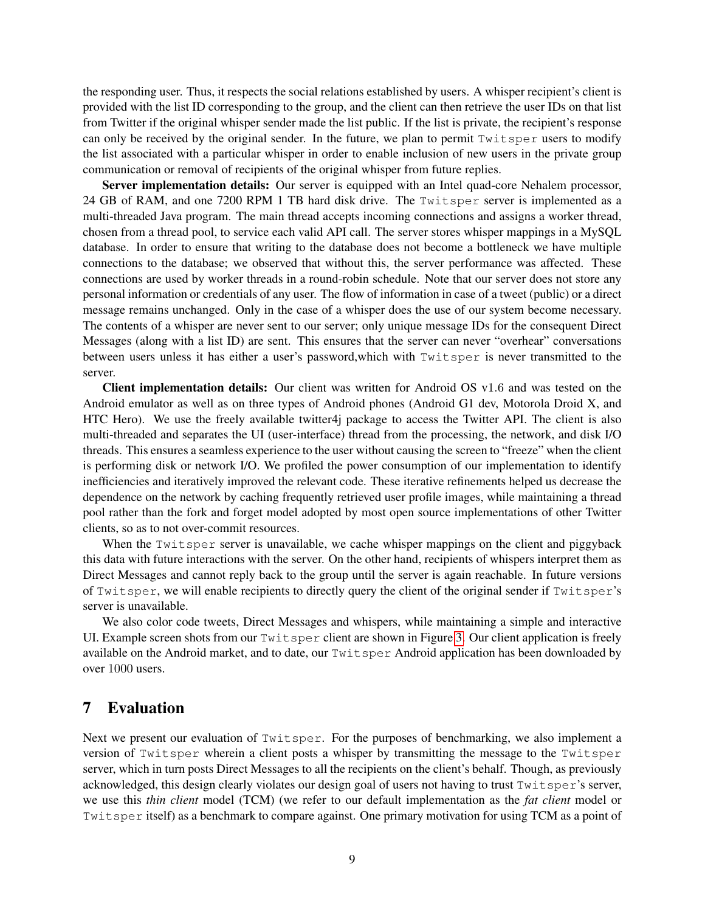the responding user. Thus, it respects the social relations established by users. A whisper recipient's client is provided with the list ID corresponding to the group, and the client can then retrieve the user IDs on that list from Twitter if the original whisper sender made the list public. If the list is private, the recipient's response can only be received by the original sender. In the future, we plan to permit Twitsper users to modify the list associated with a particular whisper in order to enable inclusion of new users in the private group communication or removal of recipients of the original whisper from future replies.

**Server implementation details:** Our server is equipped with an Intel quad-core Nehalem processor, 24 GB of RAM, and one 7200 RPM 1 TB hard disk drive. The Twitsper server is implemented as a multi-threaded Java program. The main thread accepts incoming connections and assigns a worker thread, chosen from a thread pool, to service each valid API call. The server stores whisper mappings in a MySQL database. In order to ensure that writing to the database does not become a bottleneck we have multiple connections to the database; we observed that without this, the server performance was affected. These connections are used by worker threads in a round-robin schedule. Note that our server does not store any personal information or credentials of any user. The flow of information in case of a tweet (public) or a direct message remains unchanged. Only in the case of a whisper does the use of our system become necessary. The contents of a whisper are never sent to our server; only unique message IDs for the consequent Direct Messages (along with a list ID) are sent. This ensures that the server can never "overhear" conversations between users unless it has either a user's password,which with Twitsper is never transmitted to the server.

**Client implementation details:** Our client was written for Android OS v1.6 and was tested on the Android emulator as well as on three types of Android phones (Android G1 dev, Motorola Droid X, and HTC Hero). We use the freely available twitter4j package to access the Twitter API. The client is also multi-threaded and separates the UI (user-interface) thread from the processing, the network, and disk I/O threads. This ensures a seamless experience to the user without causing the screen to "freeze" when the client is performing disk or network I/O. We profiled the power consumption of our implementation to identify inefficiencies and iteratively improved the relevant code. These iterative refinements helped us decrease the dependence on the network by caching frequently retrieved user profile images, while maintaining a thread pool rather than the fork and forget model adopted by most open source implementations of other Twitter clients, so as to not over-commit resources.

When the Twitsper server is unavailable, we cache whisper mappings on the client and piggyback this data with future interactions with the server. On the other hand, recipients of whispers interpret them as Direct Messages and cannot reply back to the group until the server is again reachable. In future versions of Twitsper, we will enable recipients to directly query the client of the original sender if Twitsper's server is unavailable.

We also color code tweets, Direct Messages and whispers, while maintaining a simple and interactive UI. Example screen shots from our Twitsper client are shown in Figure 3. Our client application is freely available on the Android market, and to date, our Twitsper Android application has been downloaded by over 1000 users.

# 7 Evaluation

Next we present our evaluation of Twitsper. For the purposes of benchmarking, we also implement a version of Twitsper wherein a client posts a whisper by transmitting the message to the Twitsper server, which in turn posts Direct Messages to all the recipients on the client's behalf. Though, as previously acknowledged, this design clearly violates our design goal of users not having to trust Twitsper's server, we use this *thin client* model (TCM) (we refer to our default implementation as the *fat client* model or Twitsper itself) as a benchmark to compare against. One primary motivation for using TCM as a point of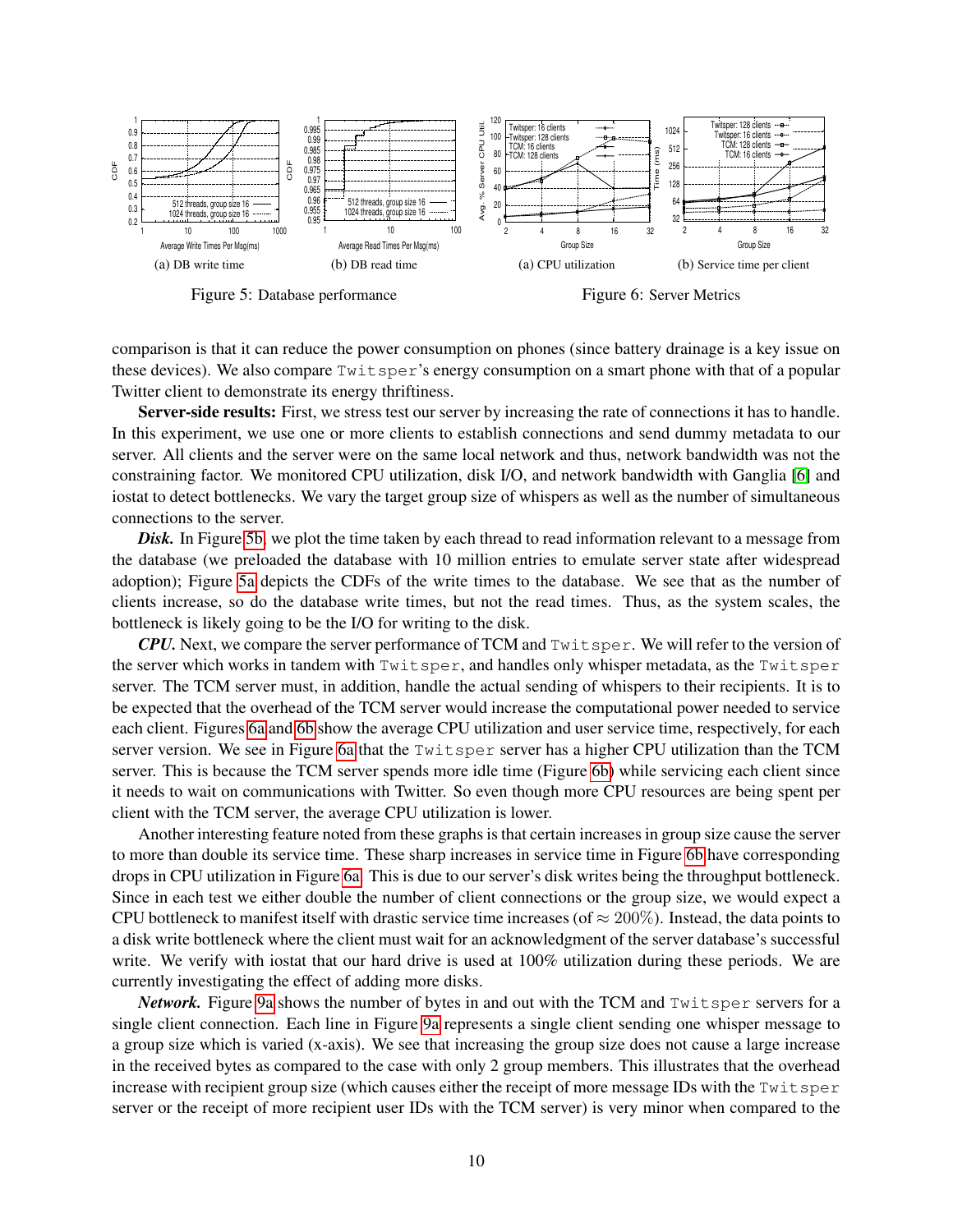(a) DB write time

(b) DB read time

Figure 5: Database performance

(a) CPU utilization

(b) Service time per client

Figure 6: Server Metrics

comparison is that it can reduce the power consumption on phones (since battery drainage is a key issue on these devices). We also compare Twitsper's energy consumption on a smart phone with that of a popular Twitter client to demonstrate its energy thriftiness.

**Server-side results:** First, we stress test our server by increasing the rate of connections it has to handle. In this experiment, we use one or more clients to establish connections and send dummy metadata to our server. All clients and the server were on the same local network and thus, network bandwidth was not the constraining factor. We monitored CPU utilization, disk I/O, and network bandwidth with Ganglia [6] and iostat to detect bottlenecks. We vary the target group size of whispers as well as the number of simultaneous connections to the server.

***Disk.*** In Figure 5b, we plot the time taken by each thread to read information relevant to a message from the database (we preloaded the database with 10 million entries to emulate server state after widespread adoption); Figure 5a depicts the CDFs of the write times to the database. We see that as the number of clients increase, so do the database write times, but not the read times. Thus, as the system scales, the bottleneck is likely going to be the I/O for writing to the disk.

***CPU.*** Next, we compare the server performance of TCM and Twitsper. We will refer to the version of the server which works in tandem with Twitsper, and handles only whisper metadata, as the Twitsper server. The TCM server must, in addition, handle the actual sending of whispers to their recipients. It is to be expected that the overhead of the TCM server would increase the computational power needed to service each client. Figures 6a and 6b show the average CPU utilization and user service time, respectively, for each server version. We see in Figure 6a that the Twitsper server has a higher CPU utilization than the TCM server. This is because the TCM server spends more idle time (Figure 6b) while servicing each client since it needs to wait on communications with Twitter. So even though more CPU resources are being spent per client with the TCM server, the average CPU utilization is lower.

Another interesting feature noted from these graphs is that certain increases in group size cause the server to more than double its service time. These sharp increases in service time in Figure 6b have corresponding drops in CPU utilization in Figure 6a. This is due to our server's disk writes being the throughput bottleneck. Since in each test we either double the number of client connections or the group size, we would expect a CPU bottleneck to manifest itself with drastic service time increases (of $\approx 200\%$). Instead, the data points to a disk write bottleneck where the client must wait for an acknowledgment of the server database's successful write. We verify with iostat that our hard drive is used at 100% utilization during these periods. We are currently investigating the effect of adding more disks.

***Network.*** Figure 9a shows the number of bytes in and out with the TCM and Twitsper servers for a single client connection. Each line in Figure 9a represents a single client sending one whisper message to a group size which is varied (x-axis). We see that increasing the group size does not cause a large increase in the received bytes as compared to the case with only 2 group members. This illustrates that the overhead increase with recipient group size (which causes either the receipt of more message IDs with the Twitsper server or the receipt of more recipient user IDs with the TCM server) is very minor when compared to the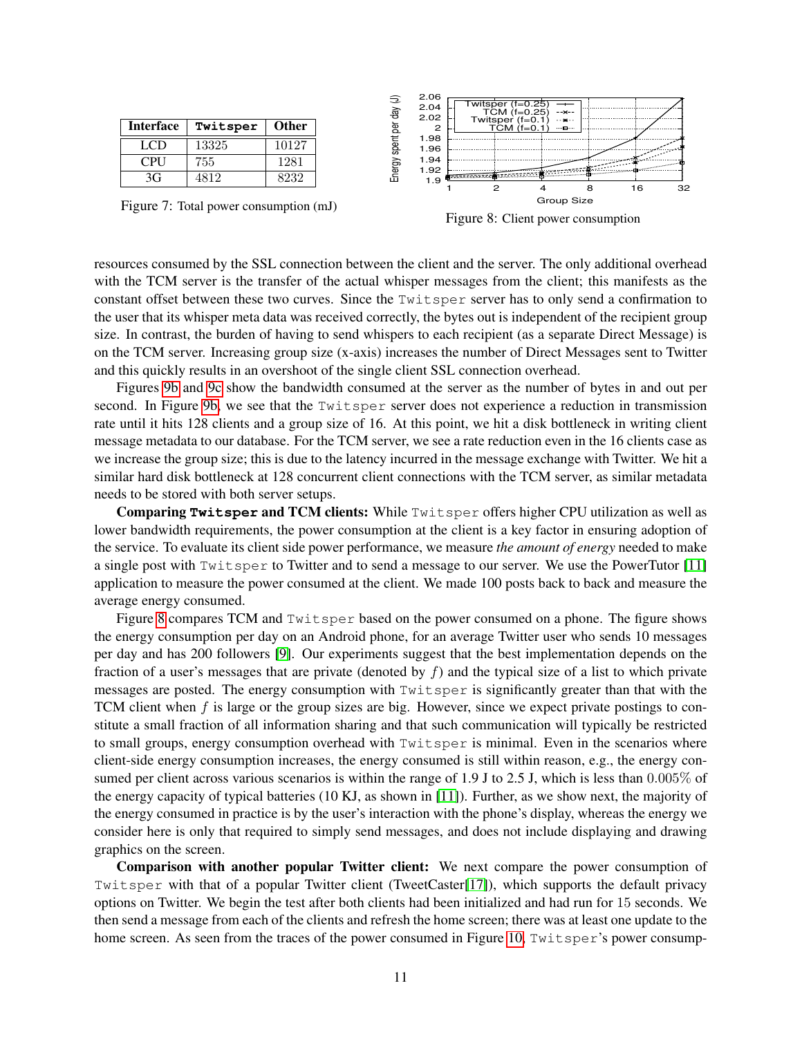| Interface | Twitsper | Other |
|---|---|---|
| LCD | 13325 | 10127 |
| CPU | 755 | 1281 |
| 3G | 4812 | 8232 |

Figure 7: Total power consumption (mJ)

Figure 8: Client power consumption

resources consumed by the SSL connection between the client and the server. The only additional overhead with the TCM server is the transfer of the actual whisper messages from the client; this manifests as the constant offset between these two curves. Since the Twitsper server has to only send a confirmation to the user that its whisper meta data was received correctly, the bytes out is independent of the recipient group size. In contrast, the burden of having to send whispers to each recipient (as a separate Direct Message) is on the TCM server. Increasing group size (x-axis) increases the number of Direct Messages sent to Twitter and this quickly results in an overshoot of the single client SSL connection overhead.

Figures 9b and 9c show the bandwidth consumed at the server as the number of bytes in and out per second. In Figure 9b, we see that the Twitsper server does not experience a reduction in transmission rate until it hits 128 clients and a group size of 16. At this point, we hit a disk bottleneck in writing client message metadata to our database. For the TCM server, we see a rate reduction even in the 16 clients case as we increase the group size; this is due to the latency incurred in the message exchange with Twitter. We hit a similar hard disk bottleneck at 128 concurrent client connections with the TCM server, as similar metadata needs to be stored with both server setups.

**Comparing Twitsper and TCM clients:** While Twitsper offers higher CPU utilization as well as lower bandwidth requirements, the power consumption at the client is a key factor in ensuring adoption of the service. To evaluate its client side power performance, we measure *the amount of energy* needed to make a single post with Twitsper to Twitter and to send a message to our server. We use the PowerTutor [11] application to measure the power consumed at the client. We made 100 posts back to back and measure the average energy consumed.

Figure 8 compares TCM and Twitsper based on the power consumed on a phone. The figure shows the energy consumption per day on an Android phone, for an average Twitter user who sends 10 messages per day and has 200 followers [9]. Our experiments suggest that the best implementation depends on the fraction of a user's messages that are private (denoted by $f$) and the typical size of a list to which private messages are posted. The energy consumption with Twitsper is significantly greater than that with the TCM client when $f$ is large or the group sizes are big. However, since we expect private postings to constitute a small fraction of all information sharing and that such communication will typically be restricted to small groups, energy consumption overhead with Twitsper is minimal. Even in the scenarios where client-side energy consumption increases, the energy consumed is still within reason, e.g., the energy consumed per client across various scenarios is within the range of 1.9 J to 2.5 J, which is less than $0.005\%$ of the energy capacity of typical batteries (10 KJ, as shown in [11]). Further, as we show next, the majority of the energy consumed in practice is by the user's interaction with the phone's display, whereas the energy we consider here is only that required to simply send messages, and does not include displaying and drawing graphics on the screen.

**Comparison with another popular Twitter client:** We next compare the power consumption of Twitsper with that of a popular Twitter client (TweetCaster[17]), which supports the default privacy options on Twitter. We begin the test after both clients had been initialized and had run for 15 seconds. We then send a message from each of the clients and refresh the home screen; there was at least one update to the home screen. As seen from the traces of the power consumed in Figure 10, Twitsper's power consump-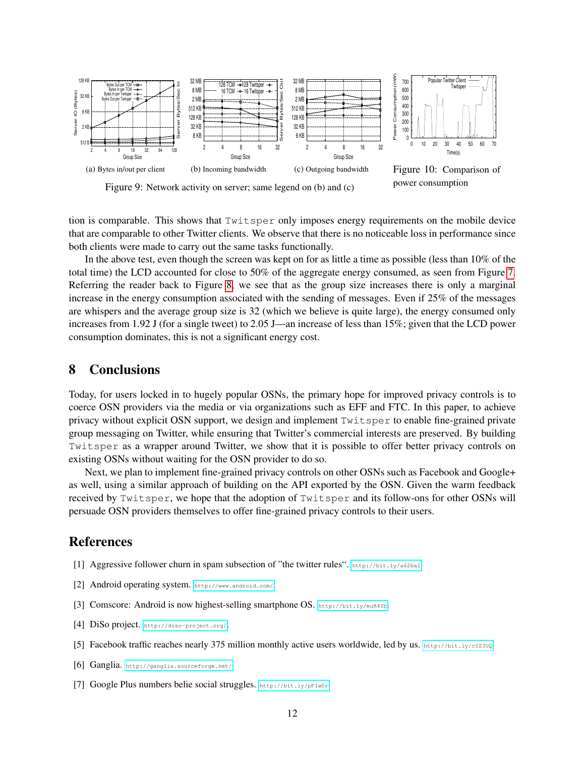(a) Bytes in/out per client

(b) Incoming bandwidth

(c) Outgoing bandwidth

Figure 9: Network activity on server; same legend on (b) and (c)

Figure 10: Comparison of power consumption

tion is comparable. This shows that Twitsper only imposes energy requirements on the mobile device that are comparable to other Twitter clients. We observe that there is no noticeable loss in performance since both clients were made to carry out the same tasks functionally.

In the above test, even though the screen was kept on for as little a time as possible (less than 10% of the total time) the LCD accounted for close to 50% of the aggregate energy consumed, as seen from Figure 7. Referring the reader back to Figure 8, we see that as the group size increases there is only a marginal increase in the energy consumption associated with the sending of messages. Even if 25% of the messages are whispers and the average group size is 32 (which we believe is quite large), the energy consumed only increases from 1.92 J (for a single tweet) to 2.05 J—an increase of less than 15%; given that the LCD power consumption dominates, this is not a significant energy cost.

## 8 Conclusions

Today, for users locked in to hugely popular OSNs, the primary hope for improved privacy controls is to coerce OSN providers via the media or via organizations such as EFF and FTC. In this paper, to achieve privacy without explicit OSN support, we design and implement Twitsper to enable fine-grained private group messaging on Twitter, while ensuring that Twitter's commercial interests are preserved. By building Twitsper as a wrapper around Twitter, we show that it is possible to offer better privacy controls on existing OSNs without waiting for the OSN provider to do so.

Next, we plan to implement fine-grained privacy controls on other OSNs such as Facebook and Google+ as well, using a similar approach of building on the API exported by the OSN. Given the warm feedback received by Twitsper, we hope that the adoption of Twitsper and its follow-ons for other OSNs will persuade OSN providers themselves to offer fine-grained privacy controls to their users.

## References

[1] Aggressive follower churn in spam subsection of "the twitter rules". http://bit.ly/a62bxl

[2] Android operating system. http://www.android.com/

[3] Comscore: Android is now highest-selling smartphone OS. http://bit.ly/euR4Yb.

[4] DiSo project. http://diso-project.org/.

[5] Facebook traffic reaches nearly 375 million monthly active users worldwide, led by us. http://bit.ly/c0Z3UQ

[6] Ganglia. http://ganglia.sourceforge.net/

[7] Google Plus numbers belie social struggles. http://bit.ly/pPIwDr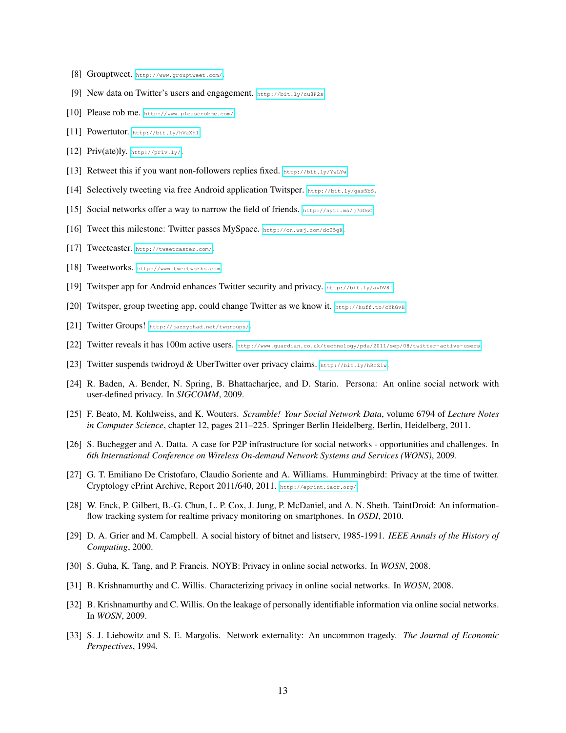[8] Grouptweet. http://www.grouptweet.com/.

[9] New data on Twitter's users and engagement. http://bit.ly/cu8P2s.

[10] Please rob me. http://www.pleaserobme.com/.

[11] Powertutor. http://bit.ly/hVaXhl.

[12] Priv(ate)ly. http://priv.ly/.

[13] Retweet this if you want non-followers replies fixed. http://bit.ly/YwLYw.

[14] Selectively tweeting via free Android application Twitsper. http://bit.ly/gas5bS.

[15] Social networks offer a way to narrow the field of friends. http://nyti.ms/j7dOsC.

[16] Tweet this milestone: Twitter passes MySpace. http://on.wsj.com/dc25gK.

[17] Tweetcaster. http://tweetcaster.com/.

[18] Tweetworks. http://www.tweetworks.com.

[19] Twitsper app for Android enhances Twitter security and privacy. http://bit.ly/avDV8l.

[20] Twitsper, group tweeting app, could change Twitter as we know it. http://huff.to/cYkGvH.

[21] Twitter Groups! http://jazzychad.net/twgroups/.

[22] Twitter reveals it has 100m active users. http://www.guardian.co.uk/technology/pda/2011/sep/08/twitter-active-users.

[23] Twitter suspends twidroyd & UberTwitter over privacy claims. http://bit.ly/hRcZlw.

[24] R. Baden, A. Bender, N. Spring, B. Bhattacharjee, and D. Starin. Persona: An online social network with user-defined privacy. In *SIGCOMM*, 2009.

[25] F. Beato, M. Kohlweiss, and K. Wouters. *Scramble! Your Social Network Data*, volume 6794 of *Lecture Notes in Computer Science*, chapter 12, pages 211–225. Springer Berlin Heidelberg, Berlin, Heidelberg, 2011.

[26] S. Buchegger and A. Datta. A case for P2P infrastructure for social networks - opportunities and challenges. In *6th International Conference on Wireless On-demand Network Systems and Services (WONS)*, 2009.

[27] G. T. Emiliano De Cristofaro, Claudio Soriente and A. Williams. Hummingbird: Privacy at the time of twitter. Cryptology ePrint Archive, Report 2011/640, 2011. http://eprint.iacr.org/.

[28] W. Enck, P. Gilbert, B.-G. Chun, L. P. Cox, J. Jung, P. McDaniel, and A. N. Sheth. TaintDroid: An information-flow tracking system for realtime privacy monitoring on smartphones. In *OSDI*, 2010.

[29] D. A. Grier and M. Campbell. A social history of bitnet and listserv, 1985-1991. *IEEE Annals of the History of Computing*, 2000.

[30] S. Guha, K. Tang, and P. Francis. NOYB: Privacy in online social networks. In *WOSN*, 2008.

[31] B. Krishnamurthy and C. Willis. Characterizing privacy in online social networks. In *WOSN*, 2008.

[32] B. Krishnamurthy and C. Willis. On the leakage of personally identifiable information via online social networks. In *WOSN*, 2009.

[33] S. J. Liebowitz and S. E. Margolis. Network externality: An uncommon tragedy. *The Journal of Economic Perspectives*, 1994.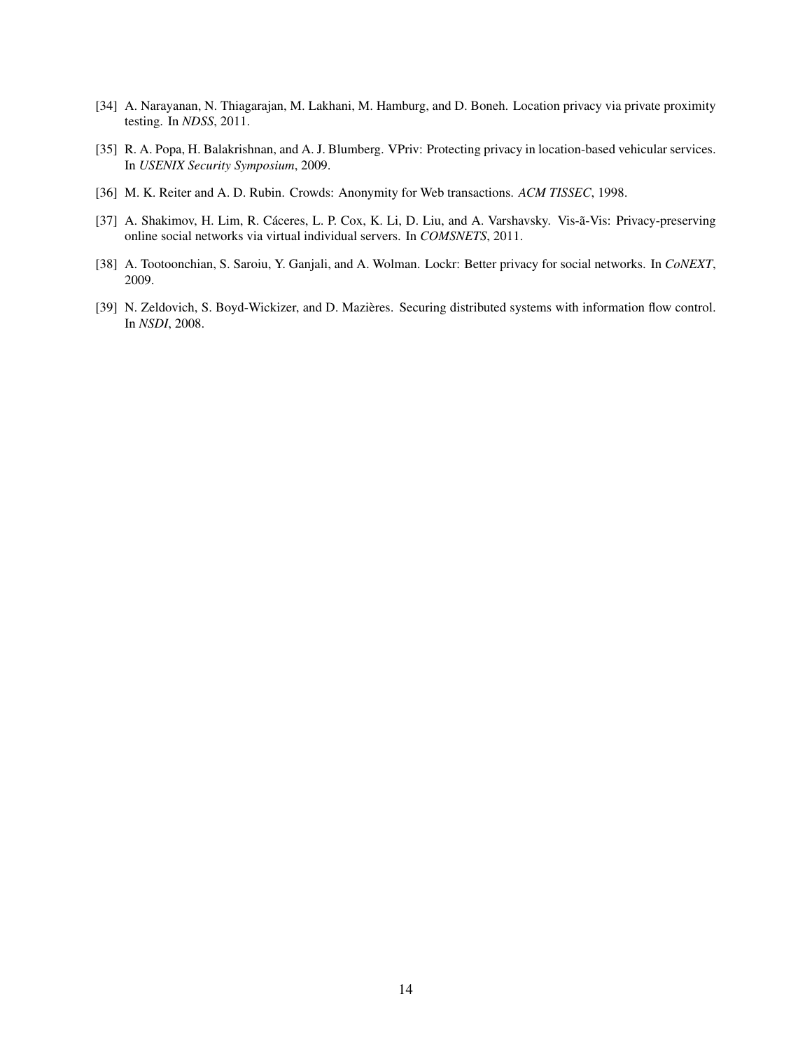[34] A. Narayanan, N. Thiagarajan, M. Lakhani, M. Hamburg, and D. Boneh. Location privacy via private proximity testing. In *NDSS*, 2011.

[35] R. A. Popa, H. Balakrishnan, and A. J. Blumberg. VPriv: Protecting privacy in location-based vehicular services. In *USENIX Security Symposium*, 2009.

[36] M. K. Reiter and A. D. Rubin. Crowds: Anonymity for Web transactions. *ACM TISSEC*, 1998.

[37] A. Shakimov, H. Lim, R. Cáceres, L. P. Cox, K. Li, D. Liu, and A. Varshavsky. Vis-ã-Vis: Privacy-preserving online social networks via virtual individual servers. In *COMSNETS*, 2011.

[38] A. Tootoonchian, S. Saroiu, Y. Ganjali, and A. Wolman. Lockr: Better privacy for social networks. In *CoNEXT*, 2009.

[39] N. Zeldovich, S. Boyd-Wickizer, and D. Mazières. Securing distributed systems with information flow control. In *NSDI*, 2008.